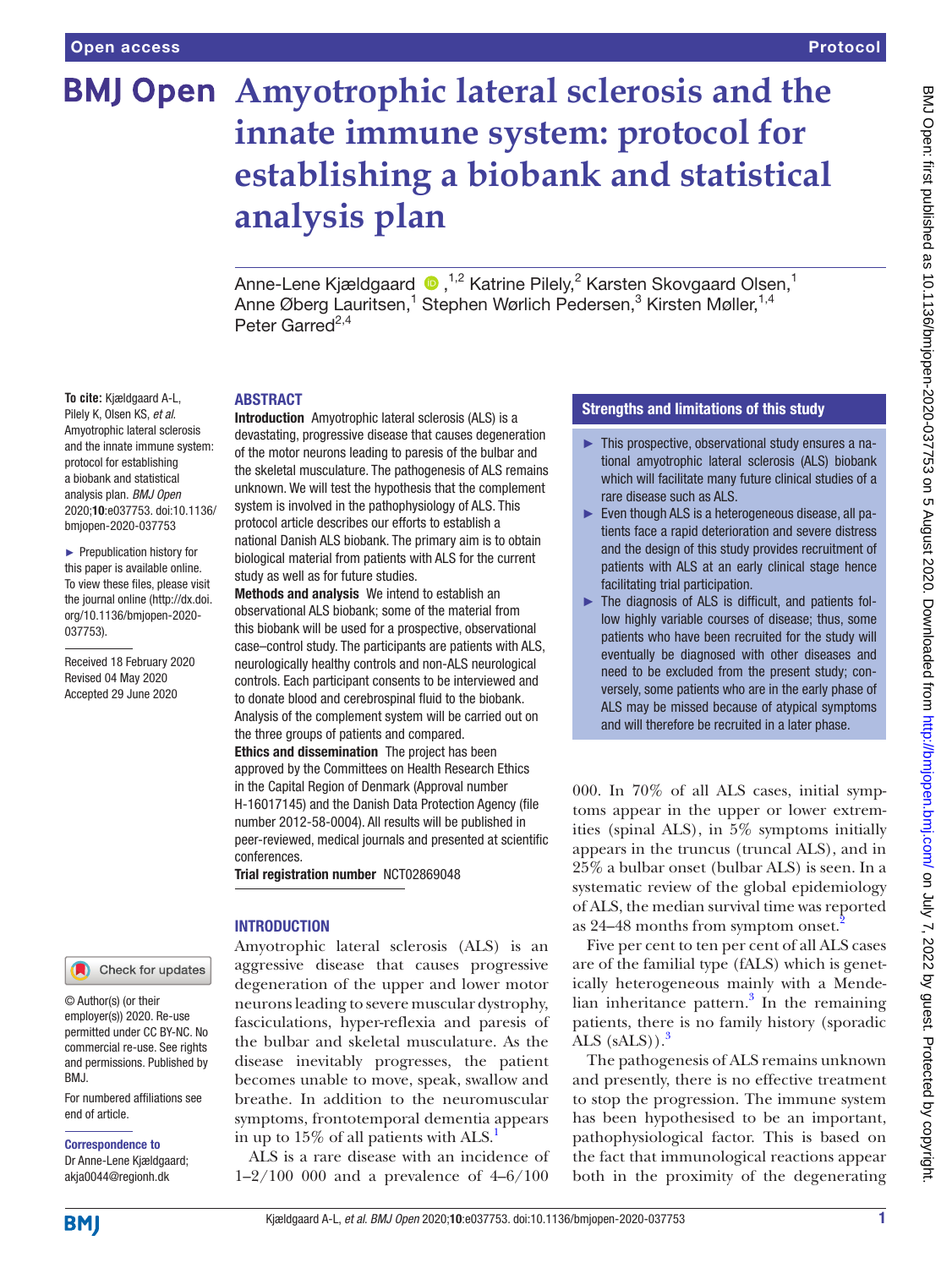# Amyotrophic lateral sclerosis and the innate immune system: protocol for establishing a biobank and statistical analysis plan

Anne-Lene Kjældgaard,[1,2] Katrine Pilely,[2] Karsten Skovgaard Olsen,[1] Anne Øberg Lauritsen,[1] Stephen Wørlich Pedersen,[3] Kirsten Møller,[1,4] Peter Garred[2,4]

**To cite:** Kjældgaard A-L, Pilely K, Olsen KS, *et al*. Amyotrophic lateral sclerosis and the innate immune system: protocol for establishing a biobank and statistical analysis plan. *BMJ Open* 2020;**10**:e037753. doi:10.1136/bmjopen-2020-037753

► Prepublication history for this paper is available online. To view these files, please visit the journal online (http://dx.doi.org/10.1136/bmjopen-2020-037753).

Received 18 February 2020
Revised 04 May 2020
Accepted 29 June 2020

© Author(s) (or their employer(s)) 2020. Re-use permitted under CC BY-NC. No commercial re-use. See rights and permissions. Published by BMJ.

For numbered affiliations see end of article.

**Correspondence to**
Dr Anne-Lene Kjældgaard; akja0044@regionh.dk

## ABSTRACT

**Introduction** Amyotrophic lateral sclerosis (ALS) is a devastating, progressive disease that causes degeneration of the motor neurons leading to paresis of the bulbar and the skeletal musculature. The pathogenesis of ALS remains unknown. We will test the hypothesis that the complement system is involved in the pathophysiology of ALS. This protocol article describes our efforts to establish a national Danish ALS biobank. The primary aim is to obtain biological material from patients with ALS for the current study as well as for future studies.

**Methods and analysis** We intend to establish an observational ALS biobank; some of the material from this biobank will be used for a prospective, observational case–control study. The participants are patients with ALS, neurologically healthy controls and non-ALS neurological controls. Each participant consents to be interviewed and to donate blood and cerebrospinal fluid to the biobank. Analysis of the complement system will be carried out on the three groups of patients and compared.

**Ethics and dissemination** The project has been approved by the Committees on Health Research Ethics in the Capital Region of Denmark (Approval number H-16017145) and the Danish Data Protection Agency (file number 2012-58-0004). All results will be published in peer-reviewed, medical journals and presented at scientific conferences.

**Trial registration number** NCT02869048

## Strengths and limitations of this study

- ► This prospective, observational study ensures a national amyotrophic lateral sclerosis (ALS) biobank which will facilitate many future clinical studies of a rare disease such as ALS.
- ► Even though ALS is a heterogeneous disease, all patients face a rapid deterioration and severe distress and the design of this study provides recruitment of patients with ALS at an early clinical stage hence facilitating trial participation.
- ► The diagnosis of ALS is difficult, and patients follow highly variable courses of disease; thus, some patients who have been recruited for the study will eventually be diagnosed with other diseases and need to be excluded from the present study; conversely, some patients who are in the early phase of ALS may be missed because of atypical symptoms and will therefore be recruited in a later phase.

## INTRODUCTION

Amyotrophic lateral sclerosis (ALS) is an aggressive disease that causes progressive degeneration of the upper and lower motor neurons leading to severe muscular dystrophy, fasciculations, hyper-reflexia and paresis of the bulbar and skeletal musculature. As the disease inevitably progresses, the patient becomes unable to move, speak, swallow and breathe. In addition to the neuromuscular symptoms, frontotemporal dementia appears in up to 15% of all patients with ALS.[1]

ALS is a rare disease with an incidence of 1–2/100 000 and a prevalence of 4–6/100 000. In 70% of all ALS cases, initial symptoms appear in the upper or lower extremities (spinal ALS), in 5% symptoms initially appears in the truncus (truncal ALS), and in 25% a bulbar onset (bulbar ALS) is seen. In a systematic review of the global epidemiology of ALS, the median survival time was reported as 24–48 months from symptom onset.[2]

Five per cent to ten per cent of all ALS cases are of the familial type (fALS) which is genetically heterogeneous mainly with a Mendelian inheritance pattern.[3] In the remaining patients, there is no family history (sporadic ALS (sALS)).[3]

The pathogenesis of ALS remains unknown and presently, there is no effective treatment to stop the progression. The immune system has been hypothesised to be an important, pathophysiological factor. This is based on the fact that immunological reactions appear both in the proximity of the degenerating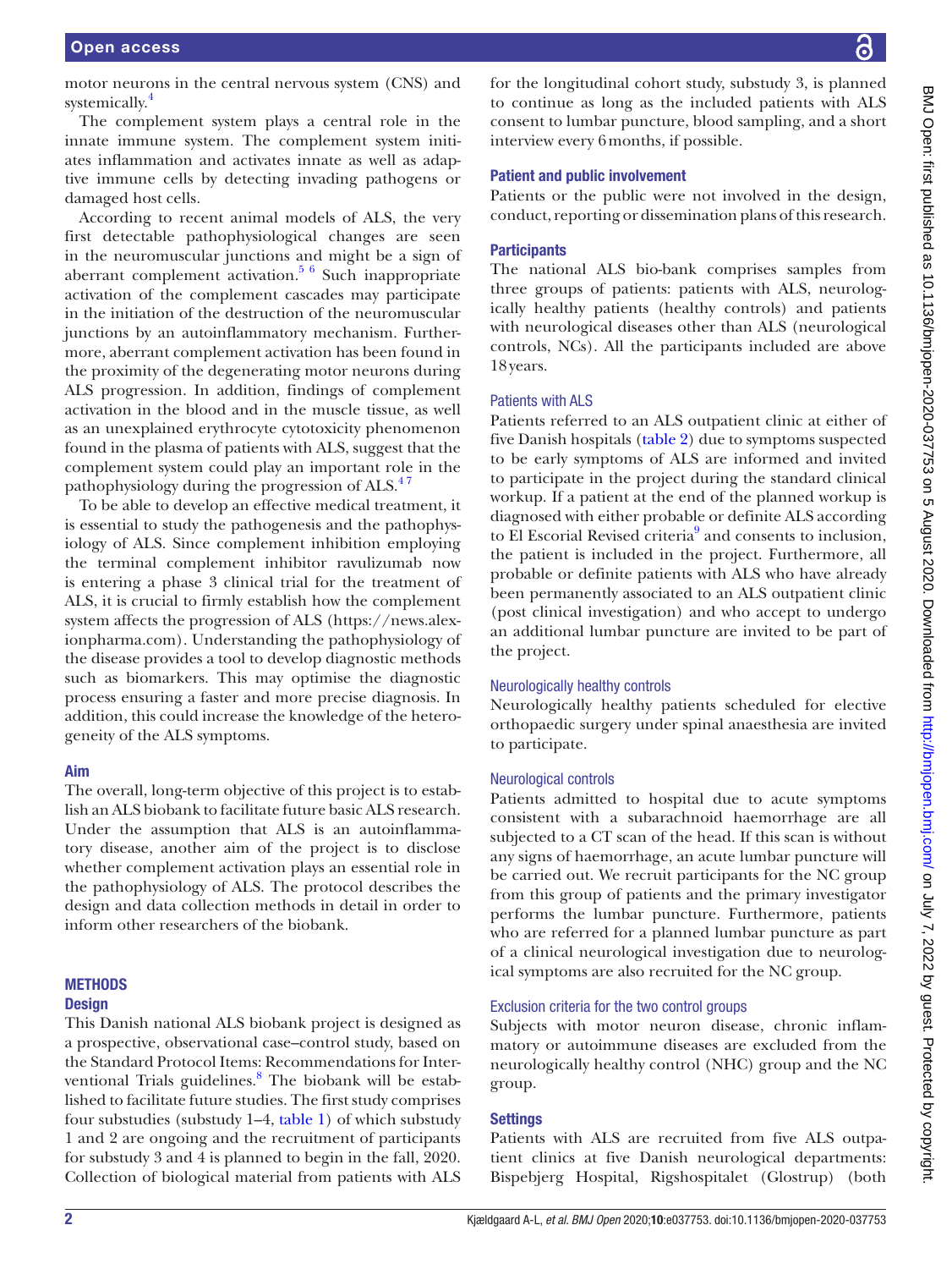motor neurons in the central nervous system (CNS) and systemically.[4]

The complement system plays a central role in the innate immune system. The complement system initiates inflammation and activates innate as well as adaptive immune cells by detecting invading pathogens or damaged host cells.

According to recent animal models of ALS, the very first detectable pathophysiological changes are seen in the neuromuscular junctions and might be a sign of aberrant complement activation.[5,6] Such inappropriate activation of the complement cascades may participate in the initiation of the destruction of the neuromuscular junctions by an autoinflammatory mechanism. Furthermore, aberrant complement activation has been found in the proximity of the degenerating motor neurons during ALS progression. In addition, findings of complement activation in the blood and in the muscle tissue, as well as an unexplained erythrocyte cytotoxicity phenomenon found in the plasma of patients with ALS, suggest that the complement system could play an important role in the pathophysiology during the progression of ALS.[4,7]

To be able to develop an effective medical treatment, it is essential to study the pathogenesis and the pathophysiology of ALS. Since complement inhibition employing the terminal complement inhibitor ravulizumab now is entering a phase 3 clinical trial for the treatment of ALS, it is crucial to firmly establish how the complement system affects the progression of ALS (https://news.alexionpharma.com). Understanding the pathophysiology of the disease provides a tool to develop diagnostic methods such as biomarkers. This may optimise the diagnostic process ensuring a faster and more precise diagnosis. In addition, this could increase the knowledge of the heterogeneity of the ALS symptoms.

## Aim

The overall, long-term objective of this project is to establish an ALS biobank to facilitate future basic ALS research. Under the assumption that ALS is an autoinflammatory disease, another aim of the project is to disclose whether complement activation plays an essential role in the pathophysiology of ALS. The protocol describes the design and data collection methods in detail in order to inform other researchers of the biobank.

# METHODS

## Design

This Danish national ALS biobank project is designed as a prospective, observational case–control study, based on the Standard Protocol Items: Recommendations for Interventional Trials guidelines.[8] The biobank will be established to facilitate future studies. The first study comprises four substudies (substudy 1–4, table 1) of which substudy 1 and 2 are ongoing and the recruitment of participants for substudy 3 and 4 is planned to begin in the fall, 2020. Collection of biological material from patients with ALS for the longitudinal cohort study, substudy 3, is planned to continue as long as the included patients with ALS consent to lumbar puncture, blood sampling, and a short interview every 6 months, if possible.

## Patient and public involvement

Patients or the public were not involved in the design, conduct, reporting or dissemination plans of this research.

## Participants

The national ALS bio-bank comprises samples from three groups of patients: patients with ALS, neurologically healthy patients (healthy controls) and patients with neurological diseases other than ALS (neurological controls, NCs). All the participants included are above 18 years.

### Patients with ALS

Patients referred to an ALS outpatient clinic at either of five Danish hospitals (table 2) due to symptoms suspected to be early symptoms of ALS are informed and invited to participate in the project during the standard clinical workup. If a patient at the end of the planned workup is diagnosed with either probable or definite ALS according to El Escorial Revised criteria[9] and consents to inclusion, the patient is included in the project. Furthermore, all probable or definite patients with ALS who have already been permanently associated to an ALS outpatient clinic (post clinical investigation) and who accept to undergo an additional lumbar puncture are invited to be part of the project.

### Neurologically healthy controls

Neurologically healthy patients scheduled for elective orthopaedic surgery under spinal anaesthesia are invited to participate.

### Neurological controls

Patients admitted to hospital due to acute symptoms consistent with a subarachnoid haemorrhage are all subjected to a CT scan of the head. If this scan is without any signs of haemorrhage, an acute lumbar puncture will be carried out. We recruit participants for the NC group from this group of patients and the primary investigator performs the lumbar puncture. Furthermore, patients who are referred for a planned lumbar puncture as part of a clinical neurological investigation due to neurological symptoms are also recruited for the NC group.

### Exclusion criteria for the two control groups

Subjects with motor neuron disease, chronic inflammatory or autoimmune diseases are excluded from the neurologically healthy control (NHC) group and the NC group.

## Settings

Patients with ALS are recruited from five ALS outpatient clinics at five Danish neurological departments: Bispebjerg Hospital, Rigshospitalet (Glostrup) (both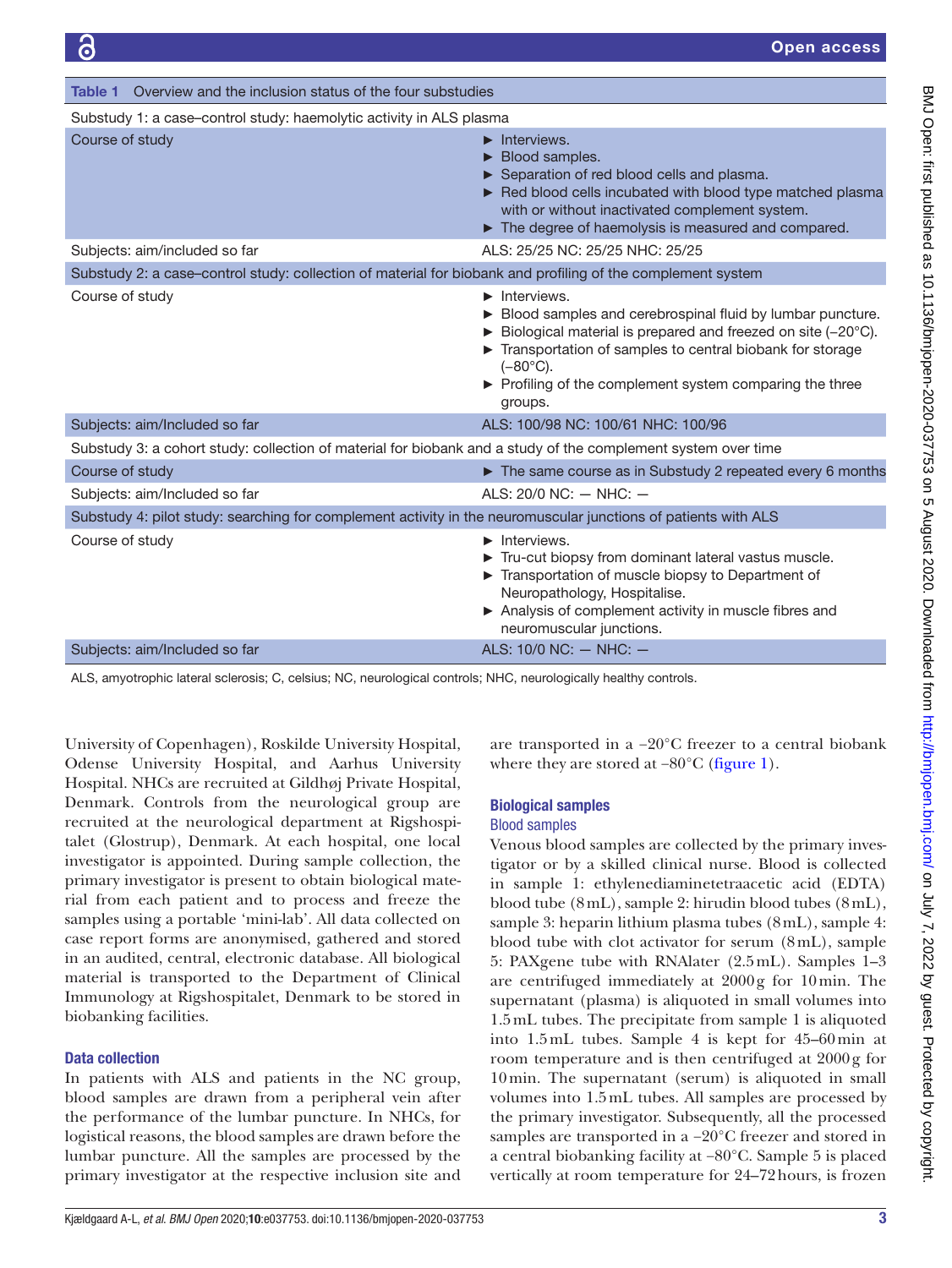**Table 1** Overview and the inclusion status of the four substudies

| | |
|---|---|
| **Substudy 1: a case–control study: haemolytic activity in ALS plasma** | |
| Course of study | ► Interviews.<br>► Blood samples.<br>► Separation of red blood cells and plasma.<br>► Red blood cells incubated with blood type matched plasma with or without inactivated complement system.<br>► The degree of haemolysis is measured and compared. |
| Subjects: aim/included so far | ALS: 25/25 NC: 25/25 NHC: 25/25 |
| **Substudy 2: a case–control study: collection of material for biobank and profiling of the complement system** | |
| Course of study | ► Interviews.<br>► Blood samples and cerebrospinal fluid by lumbar puncture.<br>► Biological material is prepared and freezed on site (−20°C).<br>► Transportation of samples to central biobank for storage (−80°C).<br>► Profiling of the complement system comparing the three groups. |
| Subjects: aim/Included so far | ALS: 100/98 NC: 100/61 NHC: 100/96 |
| **Substudy 3: a cohort study: collection of material for biobank and a study of the complement system over time** | |
| Course of study | ► The same course as in Substudy 2 repeated every 6 months |
| Subjects: aim/Included so far | ALS: 20/0 NC: — NHC: — |
| **Substudy 4: pilot study: searching for complement activity in the neuromuscular junctions of patients with ALS** | |
| Course of study | ► Interviews.<br>► Tru-cut biopsy from dominant lateral vastus muscle.<br>► Transportation of muscle biopsy to Department of Neuropathology, Hospitalise.<br>► Analysis of complement activity in muscle fibres and neuromuscular junctions. |
| Subjects: aim/Included so far | ALS: 10/0 NC: — NHC: — |

ALS, amyotrophic lateral sclerosis; C, celsius; NC, neurological controls; NHC, neurologically healthy controls.

University of Copenhagen), Roskilde University Hospital, Odense University Hospital, and Aarhus University Hospital. NHCs are recruited at Gildhøj Private Hospital, Denmark. Controls from the neurological group are recruited at the neurological department at Rigshospitalet (Glostrup), Denmark. At each hospital, one local investigator is appointed. During sample collection, the primary investigator is present to obtain biological material from each patient and to process and freeze the samples using a portable 'mini-lab'. All data collected on case report forms are anonymised, gathered and stored in an audited, central, electronic database. All biological material is transported to the Department of Clinical Immunology at Rigshospitalet, Denmark to be stored in biobanking facilities.

### Data collection

In patients with ALS and patients in the NC group, blood samples are drawn from a peripheral vein after the performance of the lumbar puncture. In NHCs, for logistical reasons, the blood samples are drawn before the lumbar puncture. All the samples are processed by the primary investigator at the respective inclusion site and are transported in a −20°C freezer to a central biobank where they are stored at −80°C (figure 1).

### Biological samples

#### Blood samples

Venous blood samples are collected by the primary investigator or by a skilled clinical nurse. Blood is collected in sample 1: ethylenediaminetetraacetic acid (EDTA) blood tube (8 mL), sample 2: hirudin blood tubes (8 mL), sample 3: heparin lithium plasma tubes (8 mL), sample 4: blood tube with clot activator for serum (8 mL), sample 5: PAXgene tube with RNAlater (2.5 mL). Samples 1–3 are centrifuged immediately at 2000 g for 10 min. The supernatant (plasma) is aliquoted in small volumes into 1.5 mL tubes. The precipitate from sample 1 is aliquoted into 1.5 mL tubes. Sample 4 is kept for 45–60 min at room temperature and is then centrifuged at 2000 g for 10 min. The supernatant (serum) is aliquoted in small volumes into 1.5 mL tubes. All samples are processed by the primary investigator. Subsequently, all the processed samples are transported in a −20°C freezer and stored in a central biobanking facility at −80°C. Sample 5 is placed vertically at room temperature for 24–72 hours, is frozen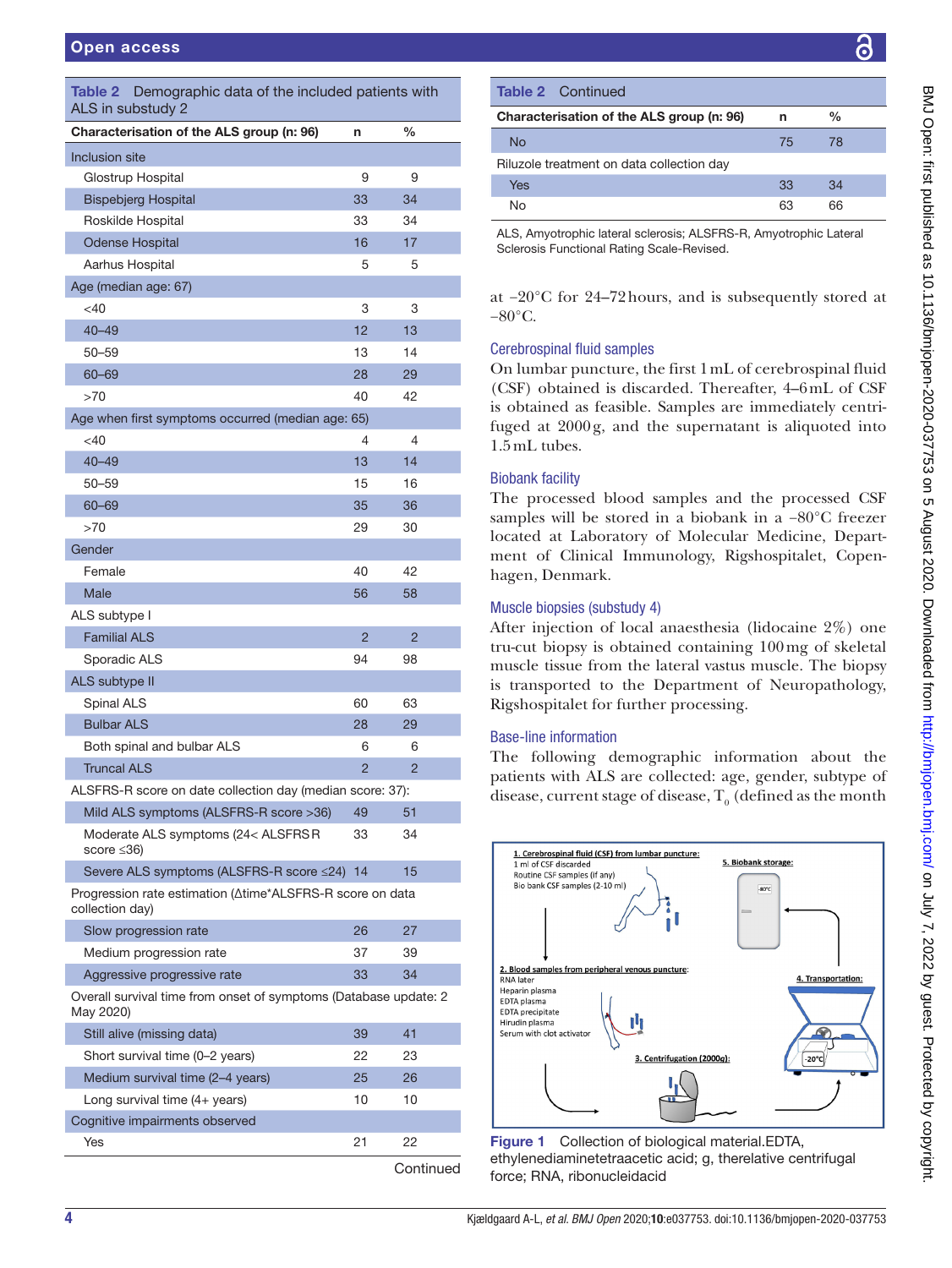**Table 2** Demographic data of the included patients with ALS in substudy 2

| Characterisation of the ALS group (n: 96) | n | % |
|---|---|---|
| Inclusion site | | |
| Glostrup Hospital | 9 | 9 |
| Bispebjerg Hospital | 33 | 34 |
| Roskilde Hospital | 33 | 34 |
| Odense Hospital | 16 | 17 |
| Aarhus Hospital | 5 | 5 |
| Age (median age: 67) | | |
| <40 | 3 | 3 |
| 40–49 | 12 | 13 |
| 50–59 | 13 | 14 |
| 60–69 | 28 | 29 |
| >70 | 40 | 42 |
| Age when first symptoms occurred (median age: 65) | | |
| <40 | 4 | 4 |
| 40–49 | 13 | 14 |
| 50–59 | 15 | 16 |
| 60–69 | 35 | 36 |
| >70 | 29 | 30 |
| Gender | | |
| Female | 40 | 42 |
| Male | 56 | 58 |
| ALS subtype I | | |
| Familial ALS | 2 | 2 |
| Sporadic ALS | 94 | 98 |
| ALS subtype II | | |
| Spinal ALS | 60 | 63 |
| Bulbar ALS | 28 | 29 |
| Both spinal and bulbar ALS | 6 | 6 |
| Truncal ALS | 2 | 2 |
| ALSFRS-R score on date collection day (median score: 37): | | |
| Mild ALS symptoms (ALSFRS-R score >36) | 49 | 51 |
| Moderate ALS symptoms (24< ALSFRS R score ≤36) | 33 | 34 |
| Severe ALS symptoms (ALSFRS-R score ≤24) | 14 | 15 |
| Progression rate estimation (Δtime*ALSFRS-R score on data collection day) | | |
| Slow progression rate | 26 | 27 |
| Medium progression rate | 37 | 39 |
| Aggressive progressive rate | 33 | 34 |
| Overall survival time from onset of symptoms (Database update: 2 May 2020) | | |
| Still alive (missing data) | 39 | 41 |
| Short survival time (0–2 years) | 22 | 23 |
| Medium survival time (2–4 years) | 25 | 26 |
| Long survival time (4+ years) | 10 | 10 |
| Cognitive impairments observed | | |
| Yes | 21 | 22 |
| No | 75 | 78 |
| Riluzole treatment on data collection day | | |
| Yes | 33 | 34 |
| No | 63 | 66 |

ALS, Amyotrophic lateral sclerosis; ALSFRS-R, Amyotrophic Lateral Sclerosis Functional Rating Scale-Revised.

at −20°C for 24–72 hours, and is subsequently stored at −80°C.

### Cerebrospinal fluid samples

On lumbar puncture, the first 1 mL of cerebrospinal fluid (CSF) obtained is discarded. Thereafter, 4–6 mL of CSF is obtained as feasible. Samples are immediately centrifuged at 2000 g, and the supernatant is aliquoted into 1.5 mL tubes.

### Biobank facility

The processed blood samples and the processed CSF samples will be stored in a biobank in a −80°C freezer located at Laboratory of Molecular Medicine, Department of Clinical Immunology, Rigshospitalet, Copenhagen, Denmark.

### Muscle biopsies (substudy 4)

After injection of local anaesthesia (lidocaine 2%) one tru-cut biopsy is obtained containing 100 mg of skeletal muscle tissue from the lateral vastus muscle. The biopsy is transported to the Department of Neuropathology, Rigshospitalet for further processing.

### Base-line information

The following demographic information about the patients with ALS are collected: age, gender, subtype of disease, current stage of disease, $T_0$ (defined as the month

**Figure 1** Collection of biological material.EDTA, ethylenediaminetetraacetic acid; g, therelative centrifugal force; RNA, ribonucleidacid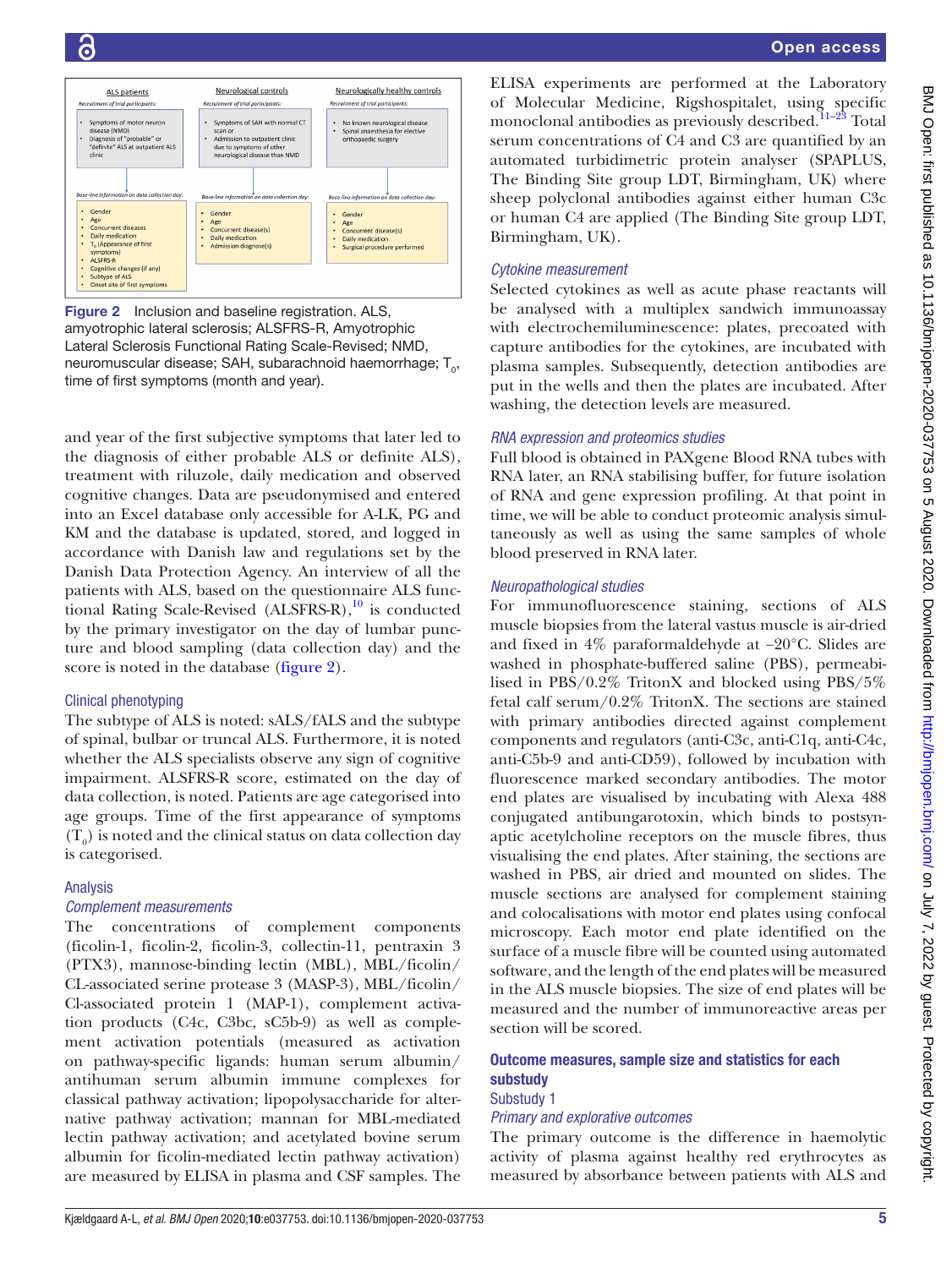ALS patients

*Recruitment of trial participants:*

- Symptoms of motor neuron disease (NMD)
- Diagnosis of "probable" or "definite" ALS at outpatient ALS clinic

*Base-line information on data collection day:*

- Gender
- Age
- Concurrent diseases
- Daily medication
- $T_0$ (Appearance of first symptoms)
- ALSFRS-R
- Cognitive changes (if any)
- Subtype of ALS
- Onset site of first symptoms

Neurological controls

*Recruitment of trial participants:*

- Symptoms of SAH with normal CT scan or
- Admission to outpatient clinic due to symptoms of other neurological disease than NMD

*Base-line information on data collection day:*

- Gender
- Age
- Concurrent disease(s)
- Daily medication
- Admission diagnose(s)

Neurologically healthy controls

*Recruitment of trial participants:*

- No known neurological disease
- Spinal anaesthesia for elective orthopaedic surgery

*Base-line information on data collection day:*

- Gender
- Age
- Concurrent disease(s)
- Daily medication
- Surgical procedure performed

**Figure 2** Inclusion and baseline registration. ALS, amyotrophic lateral sclerosis; ALSFRS-R, Amyotrophic Lateral Sclerosis Functional Rating Scale-Revised; NMD, neuromuscular disease; SAH, subarachnoid haemorrhage; $T_0$, time of first symptoms (month and year).

and year of the first subjective symptoms that later led to the diagnosis of either probable ALS or definite ALS), treatment with riluzole, daily medication and observed cognitive changes. Data are pseudonymised and entered into an Excel database only accessible for A-LK, PG and KM and the database is updated, stored, and logged in accordance with Danish law and regulations set by the Danish Data Protection Agency. An interview of all the patients with ALS, based on the questionnaire ALS functional Rating Scale-Revised (ALSFRS-R),[10] is conducted by the primary investigator on the day of lumbar puncture and blood sampling (data collection day) and the score is noted in the database (figure 2).

### Clinical phenotyping

The subtype of ALS is noted: sALS/fALS and the subtype of spinal, bulbar or truncal ALS. Furthermore, it is noted whether the ALS specialists observe any sign of cognitive impairment. ALSFRS-R score, estimated on the day of data collection, is noted. Patients are age categorised into age groups. Time of the first appearance of symptoms ($T_0$) is noted and the clinical status on data collection day is categorised.

### Analysis

#### *Complement measurements*

The concentrations of complement components (ficolin-1, ficolin-2, ficolin-3, collectin-11, pentraxin 3 (PTX3), mannose-binding lectin (MBL), MBL/ficolin/CL-associated serine protease 3 (MASP-3), MBL/ficolin/Cl-associated protein 1 (MAP-1), complement activation products (C4c, C3bc, sC5b-9) as well as complement activation potentials (measured as activation on pathway-specific ligands: human serum albumin/antihuman serum albumin immune complexes for classical pathway activation; lipopolysaccharide for alternative pathway activation; mannan for MBL-mediated lectin pathway activation; and acetylated bovine serum albumin for ficolin-mediated lectin pathway activation) are measured by ELISA in plasma and CSF samples. The ELISA experiments are performed at the Laboratory of Molecular Medicine, Rigshospitalet, using specific monoclonal antibodies as previously described.[11–23] Total serum concentrations of C4 and C3 are quantified by an automated turbidimetric protein analyser (SPAPLUS, The Binding Site group LDT, Birmingham, UK) where sheep polyclonal antibodies against either human C3c or human C4 are applied (The Binding Site group LDT, Birmingham, UK).

#### *Cytokine measurement*

Selected cytokines as well as acute phase reactants will be analysed with a multiplex sandwich immunoassay with electrochemiluminescence: plates, precoated with capture antibodies for the cytokines, are incubated with plasma samples. Subsequently, detection antibodies are put in the wells and then the plates are incubated. After washing, the detection levels are measured.

#### *RNA expression and proteomics studies*

Full blood is obtained in PAXgene Blood RNA tubes with RNA later, an RNA stabilising buffer, for future isolation of RNA and gene expression profiling. At that point in time, we will be able to conduct proteomic analysis simultaneously as well as using the same samples of whole blood preserved in RNA later.

#### *Neuropathological studies*

For immunofluorescence staining, sections of ALS muscle biopsies from the lateral vastus muscle is air-dried and fixed in 4% paraformaldehyde at −20°C. Slides are washed in phosphate-buffered saline (PBS), permeabilised in PBS/0.2% TritonX and blocked using PBS/5% fetal calf serum/0.2% TritonX. The sections are stained with primary antibodies directed against complement components and regulators (anti-C3c, anti-C1q, anti-C4c, anti-C5b-9 and anti-CD59), followed by incubation with fluorescence marked secondary antibodies. The motor end plates are visualised by incubating with Alexa 488 conjugated antibungarotoxin, which binds to postsynaptic acetylcholine receptors on the muscle fibres, thus visualising the end plates. After staining, the sections are washed in PBS, air dried and mounted on slides. The muscle sections are analysed for complement staining and colocalisations with motor end plates using confocal microscopy. Each motor end plate identified on the surface of a muscle fibre will be counted using automated software, and the length of the end plates will be measured in the ALS muscle biopsies. The size of end plates will be measured and the number of immunoreactive areas per section will be scored.

## Outcome measures, sample size and statistics for each substudy

### Substudy 1

#### *Primary and explorative outcomes*

The primary outcome is the difference in haemolytic activity of plasma against healthy red erythrocytes as measured by absorbance between patients with ALS and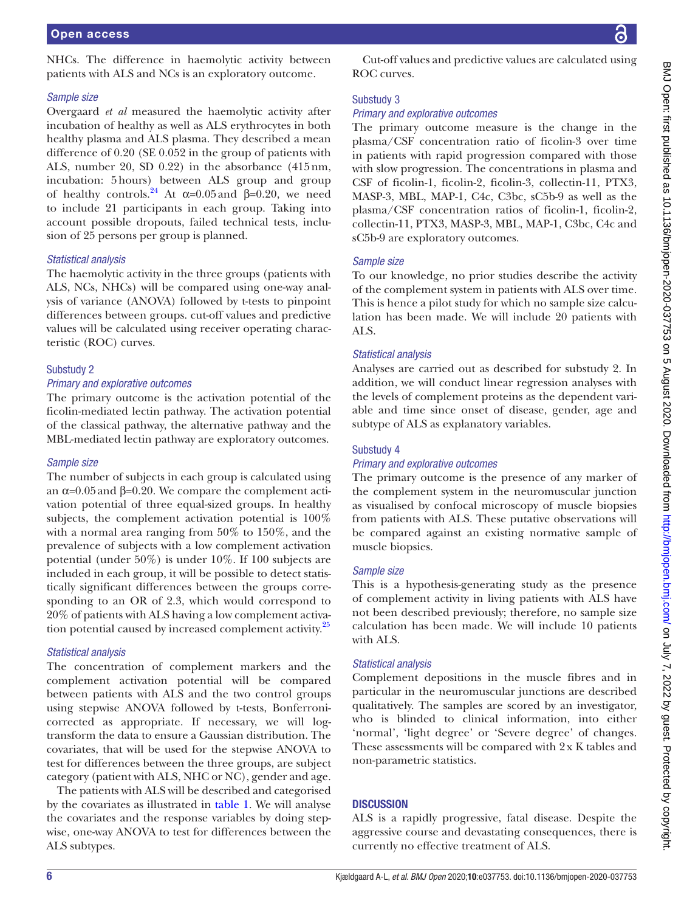NHCs. The difference in haemolytic activity between patients with ALS and NCs is an exploratory outcome.

### *Sample size*

Overgaard *et al* measured the haemolytic activity after incubation of healthy as well as ALS erythrocytes in both healthy plasma and ALS plasma. They described a mean difference of 0.20 (SE 0.052 in the group of patients with ALS, number 20, SD 0.22) in the absorbance (415 nm, incubation: 5 hours) between ALS group and group of healthy controls.[24] At $\alpha$=0.05 and $\beta$=0.20, we need to include 21 participants in each group. Taking into account possible dropouts, failed technical tests, inclusion of 25 persons per group is planned.

### *Statistical analysis*

The haemolytic activity in the three groups (patients with ALS, NCs, NHCs) will be compared using one-way analysis of variance (ANOVA) followed by t-tests to pinpoint differences between groups. cut-off values and predictive values will be calculated using receiver operating characteristic (ROC) curves.

## Substudy 2

### *Primary and explorative outcomes*

The primary outcome is the activation potential of the ficolin-mediated lectin pathway. The activation potential of the classical pathway, the alternative pathway and the MBL-mediated lectin pathway are exploratory outcomes.

### *Sample size*

The number of subjects in each group is calculated using an $\alpha$=0.05 and $\beta$=0.20. We compare the complement activation potential of three equal-sized groups. In healthy subjects, the complement activation potential is 100% with a normal area ranging from 50% to 150%, and the prevalence of subjects with a low complement activation potential (under 50%) is under 10%. If 100 subjects are included in each group, it will be possible to detect statistically significant differences between the groups corresponding to an OR of 2.3, which would correspond to 20% of patients with ALS having a low complement activation potential caused by increased complement activity.[25]

### *Statistical analysis*

The concentration of complement markers and the complement activation potential will be compared between patients with ALS and the two control groups using stepwise ANOVA followed by t-tests, Bonferroni-corrected as appropriate. If necessary, we will log-transform the data to ensure a Gaussian distribution. The covariates, that will be used for the stepwise ANOVA to test for differences between the three groups, are subject category (patient with ALS, NHC or NC), gender and age.

The patients with ALS will be described and categorised by the covariates as illustrated in table 1. We will analyse the covariates and the response variables by doing stepwise, one-way ANOVA to test for differences between the ALS subtypes.

Cut-off values and predictive values are calculated using ROC curves.

## Substudy 3

### *Primary and explorative outcomes*

The primary outcome measure is the change in the plasma/CSF concentration ratio of ficolin-3 over time in patients with rapid progression compared with those with slow progression. The concentrations in plasma and CSF of ficolin-1, ficolin-2, ficolin-3, collectin-11, PTX3, MASP-3, MBL, MAP-1, C4c, C3bc, sC5b-9 as well as the plasma/CSF concentration ratios of ficolin-1, ficolin-2, collectin-11, PTX3, MASP-3, MBL, MAP-1, C3bc, C4c and sC5b-9 are exploratory outcomes.

### *Sample size*

To our knowledge, no prior studies describe the activity of the complement system in patients with ALS over time. This is hence a pilot study for which no sample size calculation has been made. We will include 20 patients with ALS.

### *Statistical analysis*

Analyses are carried out as described for substudy 2. In addition, we will conduct linear regression analyses with the levels of complement proteins as the dependent variable and time since onset of disease, gender, age and subtype of ALS as explanatory variables.

## Substudy 4

### *Primary and explorative outcomes*

The primary outcome is the presence of any marker of the complement system in the neuromuscular junction as visualised by confocal microscopy of muscle biopsies from patients with ALS. These putative observations will be compared against an existing normative sample of muscle biopsies.

### *Sample size*

This is a hypothesis-generating study as the presence of complement activity in living patients with ALS have not been described previously; therefore, no sample size calculation has been made. We will include 10 patients with ALS.

### *Statistical analysis*

Complement depositions in the muscle fibres and in particular in the neuromuscular junctions are described qualitatively. The samples are scored by an investigator, who is blinded to clinical information, into either 'normal', 'light degree' or 'Severe degree' of changes. These assessments will be compared with 2 x K tables and non-parametric statistics.

# DISCUSSION

ALS is a rapidly progressive, fatal disease. Despite the aggressive course and devastating consequences, there is currently no effective treatment of ALS.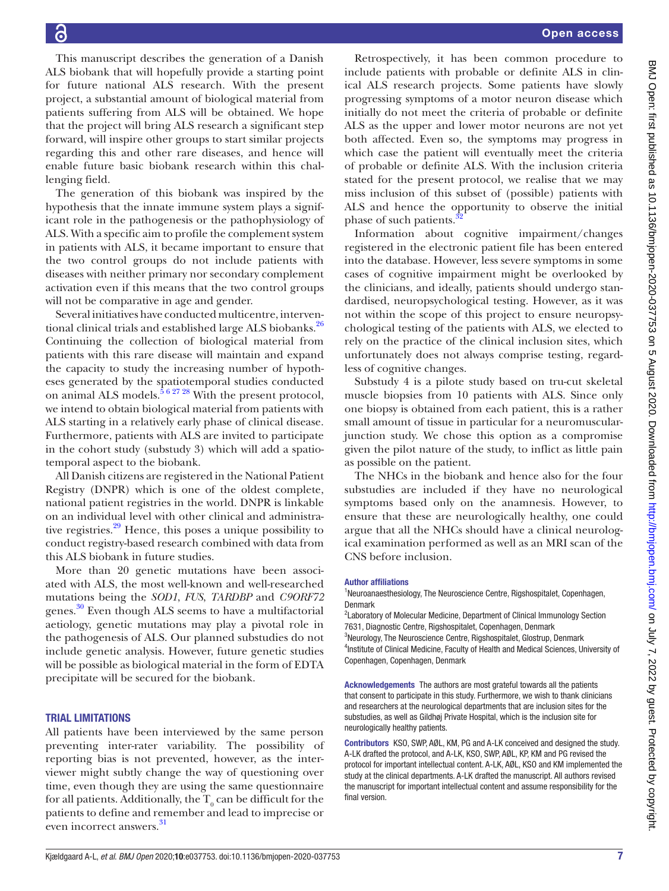This manuscript describes the generation of a Danish ALS biobank that will hopefully provide a starting point for future national ALS research. With the present project, a substantial amount of biological material from patients suffering from ALS will be obtained. We hope that the project will bring ALS research a significant step forward, will inspire other groups to start similar projects regarding this and other rare diseases, and hence will enable future basic biobank research within this challenging field.

The generation of this biobank was inspired by the hypothesis that the innate immune system plays a significant role in the pathogenesis or the pathophysiology of ALS. With a specific aim to profile the complement system in patients with ALS, it became important to ensure that the two control groups do not include patients with diseases with neither primary nor secondary complement activation even if this means that the two control groups will not be comparative in age and gender.

Several initiatives have conducted multicentre, interventional clinical trials and established large ALS biobanks.[26] Continuing the collection of biological material from patients with this rare disease will maintain and expand the capacity to study the increasing number of hypotheses generated by the spatiotemporal studies conducted on animal ALS models.[5 6 27 28] With the present protocol, we intend to obtain biological material from patients with ALS starting in a relatively early phase of clinical disease. Furthermore, patients with ALS are invited to participate in the cohort study (substudy 3) which will add a spatiotemporal aspect to the biobank.

All Danish citizens are registered in the National Patient Registry (DNPR) which is one of the oldest complete, national patient registries in the world. DNPR is linkable on an individual level with other clinical and administrative registries.[29] Hence, this poses a unique possibility to conduct registry-based research combined with data from this ALS biobank in future studies.

More than 20 genetic mutations have been associated with ALS, the most well-known and well-researched mutations being the *SOD1*, *FUS*, *TARDBP* and *C9ORF72* genes.[30] Even though ALS seems to have a multifactorial aetiology, genetic mutations may play a pivotal role in the pathogenesis of ALS. Our planned substudies do not include genetic analysis. However, future genetic studies will be possible as biological material in the form of EDTA precipitate will be secured for the biobank.

## TRIAL LIMITATIONS

All patients have been interviewed by the same person preventing inter-rater variability. The possibility of reporting bias is not prevented, however, as the interviewer might subtly change the way of questioning over time, even though they are using the same questionnaire for all patients. Additionally, the $T_0$ can be difficult for the patients to define and remember and lead to imprecise or even incorrect answers.[31]

Retrospectively, it has been common procedure to include patients with probable or definite ALS in clinical ALS research projects. Some patients have slowly progressing symptoms of a motor neuron disease which initially do not meet the criteria of probable or definite ALS as the upper and lower motor neurons are not yet both affected. Even so, the symptoms may progress in which case the patient will eventually meet the criteria of probable or definite ALS. With the inclusion criteria stated for the present protocol, we realise that we may miss inclusion of this subset of (possible) patients with ALS and hence the opportunity to observe the initial phase of such patients.[32]

Information about cognitive impairment/changes registered in the electronic patient file has been entered into the database. However, less severe symptoms in some cases of cognitive impairment might be overlooked by the clinicians, and ideally, patients should undergo standardised, neuropsychological testing. However, as it was not within the scope of this project to ensure neuropsychological testing of the patients with ALS, we elected to rely on the practice of the clinical inclusion sites, which unfortunately does not always comprise testing, regardless of cognitive changes.

Substudy 4 is a pilote study based on tru-cut skeletal muscle biopsies from 10 patients with ALS. Since only one biopsy is obtained from each patient, this is a rather small amount of tissue in particular for a neuromuscular-junction study. We chose this option as a compromise given the pilot nature of the study, to inflict as little pain as possible on the patient.

The NHCs in the biobank and hence also for the four substudies are included if they have no neurological symptoms based only on the anamnesis. However, to ensure that these are neurologically healthy, one could argue that all the NHCs should have a clinical neurological examination performed as well as an MRI scan of the CNS before inclusion.

**Author affiliations**

[1]Neuroanaesthesiology, The Neuroscience Centre, Rigshospitalet, Copenhagen, Denmark
[2]Laboratory of Molecular Medicine, Department of Clinical Immunology Section 7631, Diagnostic Centre, Rigshospitalet, Copenhagen, Denmark
[3]Neurology, The Neuroscience Centre, Rigshospitalet, Glostrup, Denmark
[4]Institute of Clinical Medicine, Faculty of Health and Medical Sciences, University of Copenhagen, Copenhagen, Denmark

**Acknowledgements** The authors are most grateful towards all the patients that consent to participate in this study. Furthermore, we wish to thank clinicians and researchers at the neurological departments that are inclusion sites for the substudies, as well as Gildhøj Private Hospital, which is the inclusion site for neurologically healthy patients.

**Contributors** KSO, SWP, AØL, KM, PG and A-LK conceived and designed the study. A-LK drafted the protocol, and A-LK, KSO, SWP, AØL, KP, KM and PG revised the protocol for important intellectual content. A-LK, AØL, KSO and KM implemented the study at the clinical departments. A-LK drafted the manuscript. All authors revised the manuscript for important intellectual content and assume responsibility for the final version.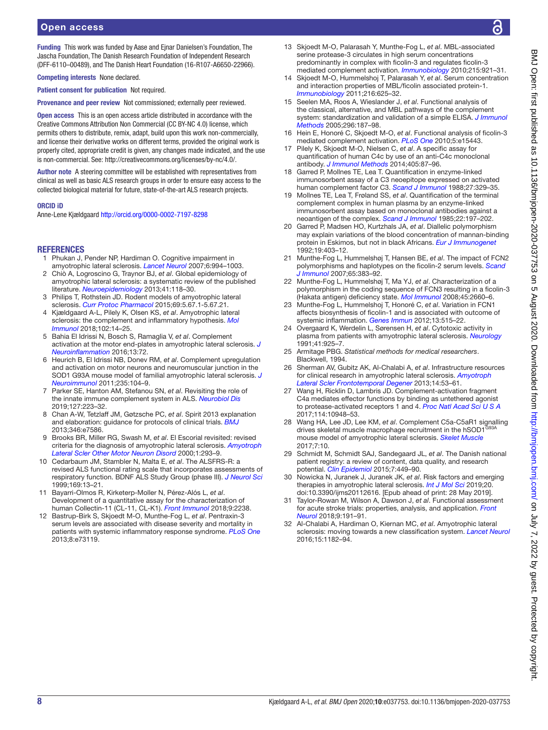**Funding** This work was funded by Aase and Ejnar Danielsen's Foundation, The Jascha Foundation, The Danish Research Foundation of Independent Research (DFF-6110–00489), and The Danish Heart Foundation (16-R107-A6650-22966).

**Competing interests** None declared.

**Patient consent for publication** Not required.

**Provenance and peer review** Not commissioned; externally peer reviewed.

**Open access** This is an open access article distributed in accordance with the Creative Commons Attribution Non Commercial (CC BY-NC 4.0) license, which permits others to distribute, remix, adapt, build upon this work non-commercially, and license their derivative works on different terms, provided the original work is properly cited, appropriate credit is given, any changes made indicated, and the use is non-commercial. See: http://creativecommons.org/licenses/by-nc/4.0/.

**Author note** A steering committee will be established with representatives from clinical as well as basic ALS research groups in order to ensure easy access to the collected biological material for future, state-of-the-art ALS research projects.

**ORCID iD**

Anne-Lene Kjældgaard http://orcid.org/0000-0002-7197-8298

## REFERENCES

1. Phukan J, Pender NP, Hardiman O. Cognitive impairment in amyotrophic lateral sclerosis. *Lancet Neurol* 2007;6:994–1003.
2. Chiò A, Logroscino G, Traynor BJ, *et al*. Global epidemiology of amyotrophic lateral sclerosis: a systematic review of the published literature. *Neuroepidemiology* 2013;41:118–30.
3. Philips T, Rothstein JD. Rodent models of amyotrophic lateral sclerosis. *Curr Protoc Pharmacol* 2015;69:5.67.1-5.67.21.
4. Kjældgaard A-L, Pilely K, Olsen KS, *et al*. Amyotrophic lateral sclerosis: the complement and inflammatory hypothesis. *Mol Immunol* 2018;102:14–25.
5. Bahia El Idrissi N, Bosch S, Ramaglia V, *et al*. Complement activation at the motor end-plates in amyotrophic lateral sclerosis. *J Neuroinflammation* 2016;13:72.
6. Heurich B, El Idrissi NB, Donev RM, *et al*. Complement upregulation and activation on motor neurons and neuromuscular junction in the SOD1 G93A mouse model of familial amyotrophic lateral sclerosis. *J Neuroimmunol* 2011;235:104–9.
7. Parker SE, Hanton AM, Stefanou SN, *et al*. Revisiting the role of the innate immune complement system in ALS. *Neurobiol Dis* 2019;127:223–32.
8. Chan A-W, Tetzlaff JM, Gøtzsche PC, *et al*. Spirit 2013 explanation and elaboration: guidance for protocols of clinical trials. *BMJ* 2013;346:e7586.
9. Brooks BR, Miller RG, Swash M, *et al*. El Escorial revisited: revised criteria for the diagnosis of amyotrophic lateral sclerosis. *Amyotroph Lateral Scler Other Motor Neuron Disord* 2000;1:293–9.
10. Cedarbaum JM, Stambler N, Malta E, *et al*. The ALSFRS-R: a revised ALS functional rating scale that incorporates assessments of respiratory function. BDNF ALS Study Group (phase III). *J Neurol Sci* 1999;169:13–21.
11. Bayarri-Olmos R, Kirketerp-Moller N, Pérez-Alós L, *et al*. Development of a quantitative assay for the characterization of human Collectin-11 (CL-11, CL-K1). *Front Immunol* 2018;9:2238.
12. Bastrup-Birk S, Skjoedt M-O, Munthe-Fog L, *et al*. Pentraxin-3 serum levels are associated with disease severity and mortality in patients with systemic inflammatory response syndrome. *PLoS One* 2013;8:e73119.
13. Skjoedt M-O, Palarasah Y, Munthe-Fog L, *et al*. MBL-associated serine protease-3 circulates in high serum concentrations predominantly in complex with ficolin-3 and regulates ficolin-3 mediated complement activation. *Immunobiology* 2010;215:921–31.
14. Skjoedt M-O, Hummelshoj T, Palarasah Y, *et al*. Serum concentration and interaction properties of MBL/ficolin associated protein-1. *Immunobiology* 2011;216:625–32.
15. Seelen MA, Roos A, Wieslander J, *et al*. Functional analysis of the classical, alternative, and MBL pathways of the complement system: standardization and validation of a simple ELISA. *J Immunol Methods* 2005;296:187–98.
16. Hein E, Honoré C, Skjoedt M-O, *et al*. Functional analysis of ficolin-3 mediated complement activation. *PLoS One* 2010;5:e15443.
17. Pilely K, Skjoedt M-O, Nielsen C, *et al*. A specific assay for quantification of human C4c by use of an anti-C4c monoclonal antibody. *J Immunol Methods* 2014;405:87–96.
18. Garred P, Mollnes TE, Lea T. Quantification in enzyme-linked immunosorbent assay of a C3 neoepitope expressed on activated human complement factor C3. *Scand J Immunol* 1988;27:329–35.
19. Mollnes TE, Lea T, Frøland SS, *et al*. Quantification of the terminal complement complex in human plasma by an enzyme-linked immunosorbent assay based on monoclonal antibodies against a neoantigen of the complex. *Scand J Immunol* 1985;22:197–202.
20. Garred P, Madsen HO, Kurtzhals JA, *et al*. Diallelic polymorphism may explain variations of the blood concentration of mannan-binding protein in Eskimos, but not in black Africans. *Eur J Immunogenet* 1992;19:403–12.
21. Munthe-Fog L, Hummelshøj T, Hansen BE, *et al*. The impact of FCN2 polymorphisms and haplotypes on the ficolin-2 serum levels. *Scand J Immunol* 2007;65:383–92.
22. Munthe-Fog L, Hummelshøj T, Ma YJ, *et al*. Characterization of a polymorphism in the coding sequence of FCN3 resulting in a ficolin-3 (Hakata antigen) deficiency state. *Mol Immunol* 2008;45:2660–6.
23. Munthe-Fog L, Hummelshoj T, Honoré C, *et al*. Variation in FCN1 affects biosynthesis of ficolin-1 and is associated with outcome of systemic inflammation. *Genes Immun* 2012;13:515–22.
24. Overgaard K, Werdelin L, Sørensen H, *et al*. Cytotoxic activity in plasma from patients with amyotrophic lateral sclerosis. *Neurology* 1991;41:925–7.
25. Armitage PBG. *Statistical methods for medical researchers*. Blackwell, 1994.
26. Sherman AV, Gubitz AK, Al-Chalabi A, *et al*. Infrastructure resources for clinical research in amyotrophic lateral sclerosis. *Amyotroph Lateral Scler Frontotemporal Degener* 2013;14:53–61.
27. Wang H, Ricklin D, Lambris JD. Complement-activation fragment C4a mediates effector functions by binding as untethered agonist to protease-activated receptors 1 and 4. *Proc Natl Acad Sci U S A* 2017;114:10948–53.
28. Wang HA, Lee JD, Lee KM, *et al*. Complement C5a-C5aR1 signalling drives skeletal muscle macrophage recruitment in the hSOD1$^{G93A}$ mouse model of amyotrophic lateral sclerosis. *Skelet Muscle* 2017;7:10.
29. Schmidt M, Schmidt SAJ, Sandegaard JL, *et al*. The Danish national patient registry: a review of content, data quality, and research potential. *Clin Epidemiol* 2015;7:449–90.
30. Nowicka N, Juranek J, Juranek JK, *et al*. Risk factors and emerging therapies in amyotrophic lateral sclerosis. *Int J Mol Sci* 2019;20. doi:10.3390/ijms20112616. [Epub ahead of print: 28 May 2019].
31. Taylor-Rowan M, Wilson A, Dawson J, *et al*. Functional assessment for acute stroke trials: properties, analysis, and application. *Front Neurol* 2018;9:191–91.
32. Al-Chalabi A, Hardiman O, Kiernan MC, *et al*. Amyotrophic lateral sclerosis: moving towards a new classification system. *Lancet Neurol* 2016;15:1182–94.